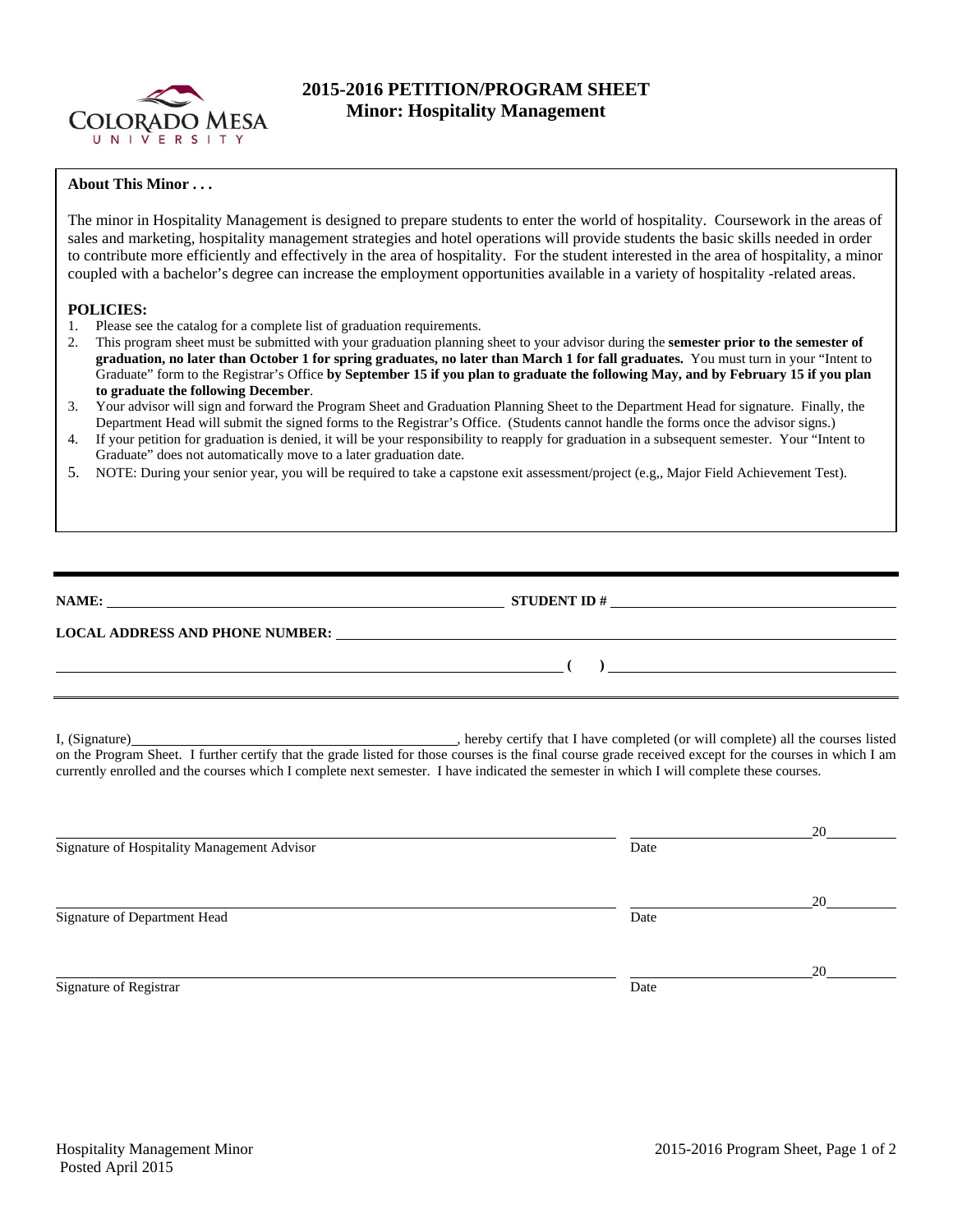# 2015-2016 PETITION/PROGRAM SHEET
## Minor: Hospitality Management

**About This Minor . . .**

The minor in Hospitality Management is designed to prepare students to enter the world of hospitality. Coursework in the areas of sales and marketing, hospitality management strategies and hotel operations will provide students the basic skills needed in order to contribute more efficiently and effectively in the area of hospitality. For the student interested in the area of hospitality, a minor coupled with a bachelor's degree can increase the employment opportunities available in a variety of hospitality -related areas.

**POLICIES:**

1. Please see the catalog for a complete list of graduation requirements.
2. This program sheet must be submitted with your graduation planning sheet to your advisor during the **semester prior to the semester of graduation, no later than October 1 for spring graduates, no later than March 1 for fall graduates.** You must turn in your "Intent to Graduate" form to the Registrar's Office **by September 15 if you plan to graduate the following May, and by February 15 if you plan to graduate the following December**.
3. Your advisor will sign and forward the Program Sheet and Graduation Planning Sheet to the Department Head for signature. Finally, the Department Head will submit the signed forms to the Registrar's Office. (Students cannot handle the forms once the advisor signs.)
4. If your petition for graduation is denied, it will be your responsibility to reapply for graduation in a subsequent semester. Your "Intent to Graduate" does not automatically move to a later graduation date.
5. NOTE: During your senior year, you will be required to take a capstone exit assessment/project (e.g,, Major Field Achievement Test).

---

**NAME:** ______________________________ **STUDENT ID #** ______________________________

**LOCAL ADDRESS AND PHONE NUMBER:** ______________________________

______________________________ **( )** ______________________________

I, (Signature)______________________________, hereby certify that I have completed (or will complete) all the courses listed on the Program Sheet. I further certify that the grade listed for those courses is the final course grade received except for the courses in which I am currently enrolled and the courses which I complete next semester. I have indicated the semester in which I will complete these courses.

______________________________ ______________ 20______
Signature of Hospitality Management Advisor Date

______________________________ ______________ 20______
Signature of Department Head Date

______________________________ ______________ 20______
Signature of Registrar Date

Hospitality Management Minor
Posted April 2015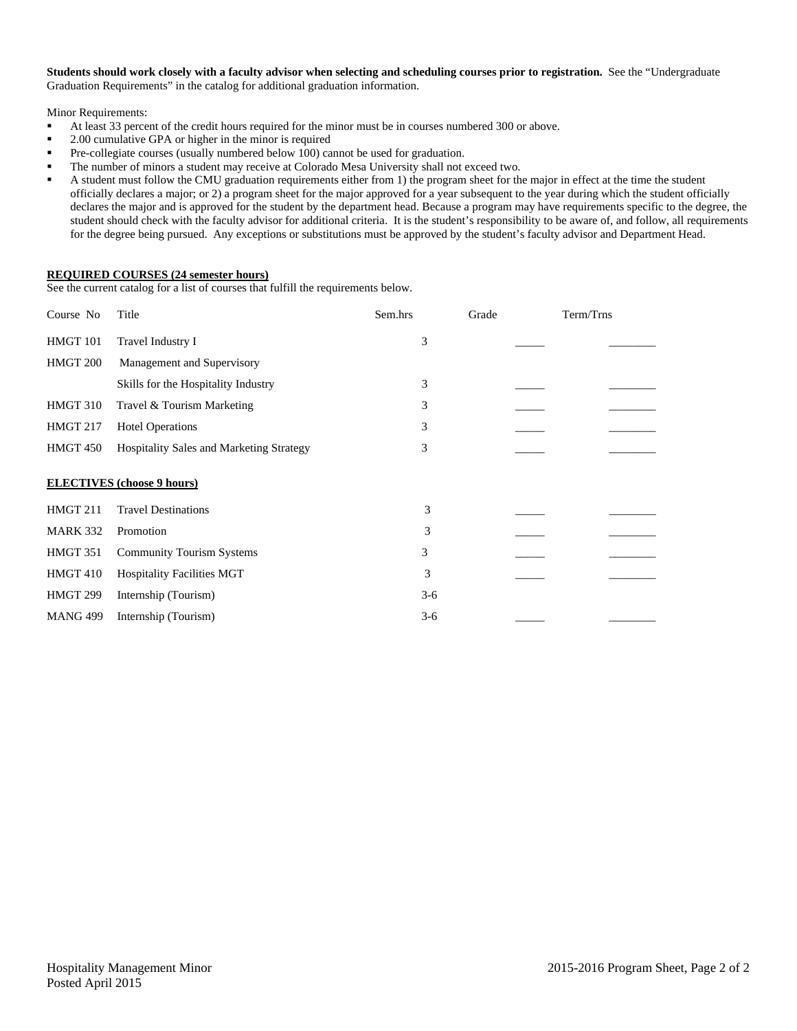**Students should work closely with a faculty advisor when selecting and scheduling courses prior to registration.** See the "Undergraduate Graduation Requirements" in the catalog for additional graduation information.

Minor Requirements:

- At least 33 percent of the credit hours required for the minor must be in courses numbered 300 or above.
- 2.00 cumulative GPA or higher in the minor is required
- Pre-collegiate courses (usually numbered below 100) cannot be used for graduation.
- The number of minors a student may receive at Colorado Mesa University shall not exceed two.
- A student must follow the CMU graduation requirements either from 1) the program sheet for the major in effect at the time the student officially declares a major; or 2) a program sheet for the major approved for a year subsequent to the year during which the student officially declares the major and is approved for the student by the department head. Because a program may have requirements specific to the degree, the student should check with the faculty advisor for additional criteria. It is the student's responsibility to be aware of, and follow, all requirements for the degree being pursued. Any exceptions or substitutions must be approved by the student's faculty advisor and Department Head.

**REQUIRED COURSES (24 semester hours)**

See the current catalog for a list of courses that fulfill the requirements below.

| Course No | Title | Sem.hrs | Grade | Term/Trns |
|---|---|---|---|---|
| HMGT 101 | Travel Industry I | 3 | _____ | ________ |
| HMGT 200 | Management and Supervisory Skills for the Hospitality Industry | 3 | _____ | ________ |
| HMGT 310 | Travel & Tourism Marketing | 3 | _____ | ________ |
| HMGT 217 | Hotel Operations | 3 | _____ | ________ |
| HMGT 450 | Hospitality Sales and Marketing Strategy | 3 | _____ | ________ |

**ELECTIVES (choose 9 hours)**

| Course No | Title | Sem.hrs | Grade | Term/Trns |
|---|---|---|---|---|
| HMGT 211 | Travel Destinations | 3 | _____ | ________ |
| MARK 332 | Promotion | 3 | _____ | ________ |
| HMGT 351 | Community Tourism Systems | 3 | _____ | ________ |
| HMGT 410 | Hospitality Facilities MGT | 3 | _____ | ________ |
| HMGT 299 | Internship (Tourism) | 3-6 | | |
| MANG 499 | Internship (Tourism) | 3-6 | _____ | ________ |

Hospitality Management Minor
Posted April 2015

2015-2016 Program Sheet